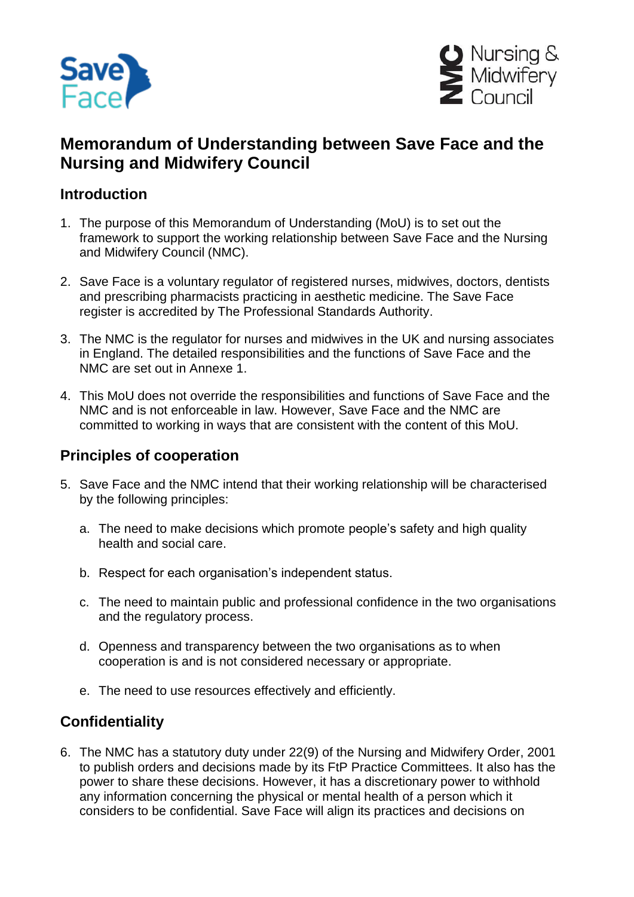# Memorandum of Understanding between Save Face and the Nursing and Midwifery Council

## Introduction

1. The purpose of this Memorandum of Understanding (MoU) is to set out the framework to support the working relationship between Save Face and the Nursing and Midwifery Council (NMC).

2. Save Face is a voluntary regulator of registered nurses, midwives, doctors, dentists and prescribing pharmacists practicing in aesthetic medicine. The Save Face register is accredited by The Professional Standards Authority.

3. The NMC is the regulator for nurses and midwives in the UK and nursing associates in England. The detailed responsibilities and the functions of Save Face and the NMC are set out in Annexe 1.

4. This MoU does not override the responsibilities and functions of Save Face and the NMC and is not enforceable in law. However, Save Face and the NMC are committed to working in ways that are consistent with the content of this MoU.

## Principles of cooperation

5. Save Face and the NMC intend that their working relationship will be characterised by the following principles:

   a. The need to make decisions which promote people's safety and high quality health and social care.

   b. Respect for each organisation's independent status.

   c. The need to maintain public and professional confidence in the two organisations and the regulatory process.

   d. Openness and transparency between the two organisations as to when cooperation is and is not considered necessary or appropriate.

   e. The need to use resources effectively and efficiently.

## Confidentiality

6. The NMC has a statutory duty under 22(9) of the Nursing and Midwifery Order, 2001 to publish orders and decisions made by its FtP Practice Committees. It also has the power to share these decisions. However, it has a discretionary power to withhold any information concerning the physical or mental health of a person which it considers to be confidential. Save Face will align its practices and decisions on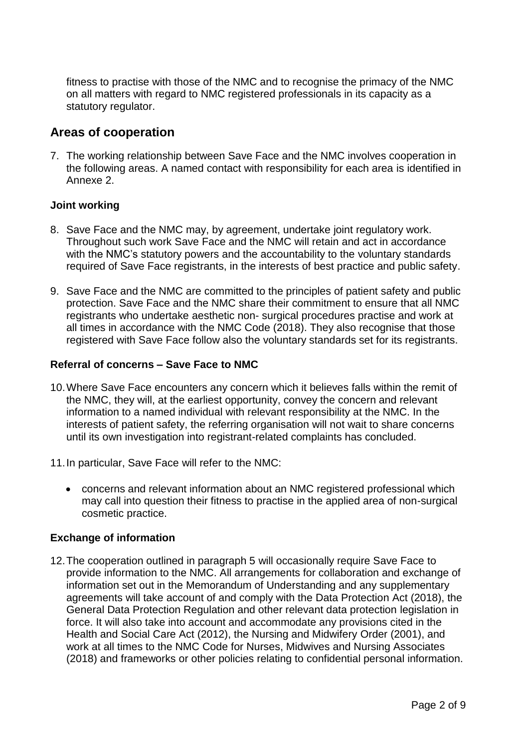fitness to practise with those of the NMC and to recognise the primacy of the NMC on all matters with regard to NMC registered professionals in its capacity as a statutory regulator.

## Areas of cooperation

7. The working relationship between Save Face and the NMC involves cooperation in the following areas. A named contact with responsibility for each area is identified in Annexe 2.

### Joint working

8. Save Face and the NMC may, by agreement, undertake joint regulatory work. Throughout such work Save Face and the NMC will retain and act in accordance with the NMC's statutory powers and the accountability to the voluntary standards required of Save Face registrants, in the interests of best practice and public safety.

9. Save Face and the NMC are committed to the principles of patient safety and public protection. Save Face and the NMC share their commitment to ensure that all NMC registrants who undertake aesthetic non- surgical procedures practise and work at all times in accordance with the NMC Code (2018). They also recognise that those registered with Save Face follow also the voluntary standards set for its registrants.

### Referral of concerns – Save Face to NMC

10. Where Save Face encounters any concern which it believes falls within the remit of the NMC, they will, at the earliest opportunity, convey the concern and relevant information to a named individual with relevant responsibility at the NMC. In the interests of patient safety, the referring organisation will not wait to share concerns until its own investigation into registrant-related complaints has concluded.

11. In particular, Save Face will refer to the NMC:

    - concerns and relevant information about an NMC registered professional which may call into question their fitness to practise in the applied area of non-surgical cosmetic practice.

### Exchange of information

12. The cooperation outlined in paragraph 5 will occasionally require Save Face to provide information to the NMC. All arrangements for collaboration and exchange of information set out in the Memorandum of Understanding and any supplementary agreements will take account of and comply with the Data Protection Act (2018), the General Data Protection Regulation and other relevant data protection legislation in force. It will also take into account and accommodate any provisions cited in the Health and Social Care Act (2012), the Nursing and Midwifery Order (2001), and work at all times to the NMC Code for Nurses, Midwives and Nursing Associates (2018) and frameworks or other policies relating to confidential personal information.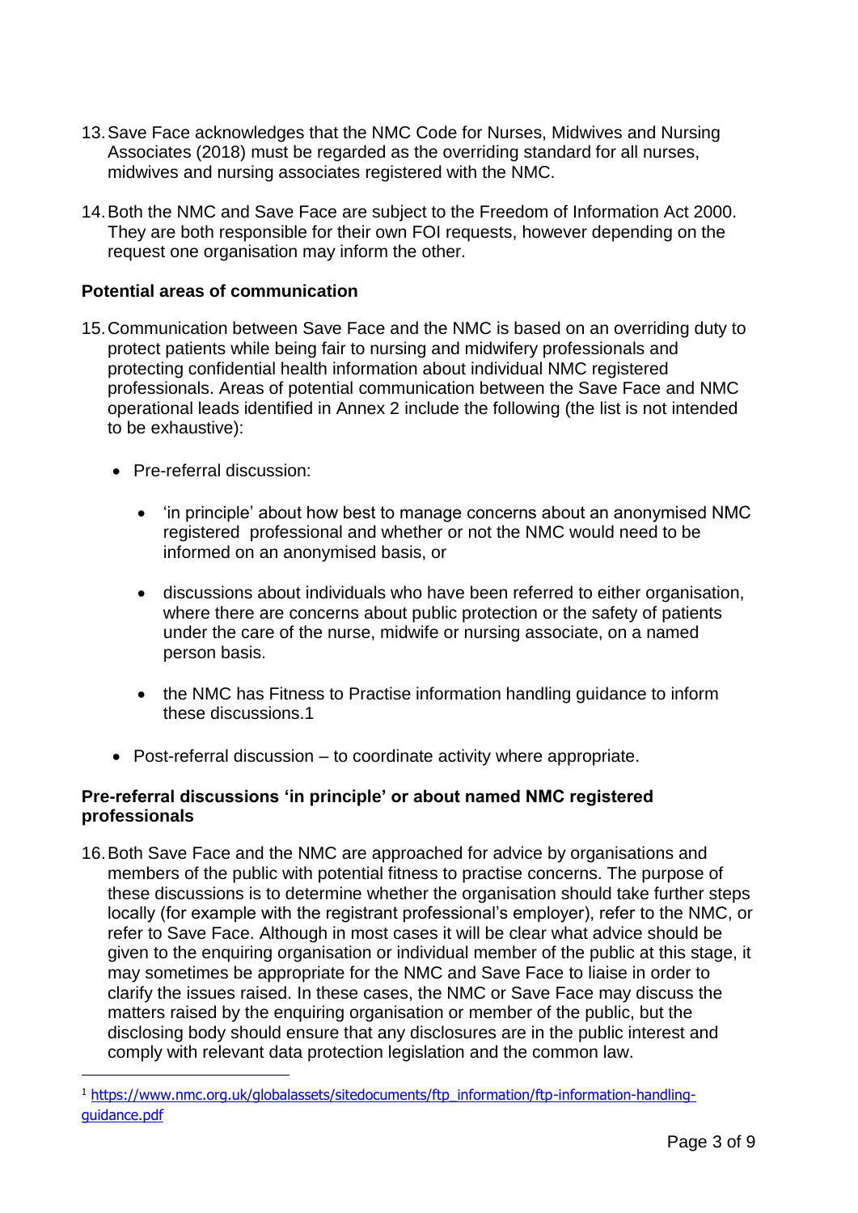13. Save Face acknowledges that the NMC Code for Nurses, Midwives and Nursing Associates (2018) must be regarded as the overriding standard for all nurses, midwives and nursing associates registered with the NMC.

14. Both the NMC and Save Face are subject to the Freedom of Information Act 2000. They are both responsible for their own FOI requests, however depending on the request one organisation may inform the other.

**Potential areas of communication**

15. Communication between Save Face and the NMC is based on an overriding duty to protect patients while being fair to nursing and midwifery professionals and protecting confidential health information about individual NMC registered professionals. Areas of potential communication between the Save Face and NMC operational leads identified in Annex 2 include the following (the list is not intended to be exhaustive):

    - Pre-referral discussion:

        - 'in principle' about how best to manage concerns about an anonymised NMC registered professional and whether or not the NMC would need to be informed on an anonymised basis, or

        - discussions about individuals who have been referred to either organisation, where there are concerns about public protection or the safety of patients under the care of the nurse, midwife or nursing associate, on a named person basis.

        - the NMC has Fitness to Practise information handling guidance to inform these discussions.[1]

    - Post-referral discussion – to coordinate activity where appropriate.

**Pre-referral discussions 'in principle' or about named NMC registered professionals**

16. Both Save Face and the NMC are approached for advice by organisations and members of the public with potential fitness to practise concerns. The purpose of these discussions is to determine whether the organisation should take further steps locally (for example with the registrant professional's employer), refer to the NMC, or refer to Save Face. Although in most cases it will be clear what advice should be given to the enquiring organisation or individual member of the public at this stage, it may sometimes be appropriate for the NMC and Save Face to liaise in order to clarify the issues raised. In these cases, the NMC or Save Face may discuss the matters raised by the enquiring organisation or member of the public, but the disclosing body should ensure that any disclosures are in the public interest and comply with relevant data protection legislation and the common law.

[1] https://www.nmc.org.uk/globalassets/sitedocuments/ftp_information/ftp-information-handling-guidance.pdf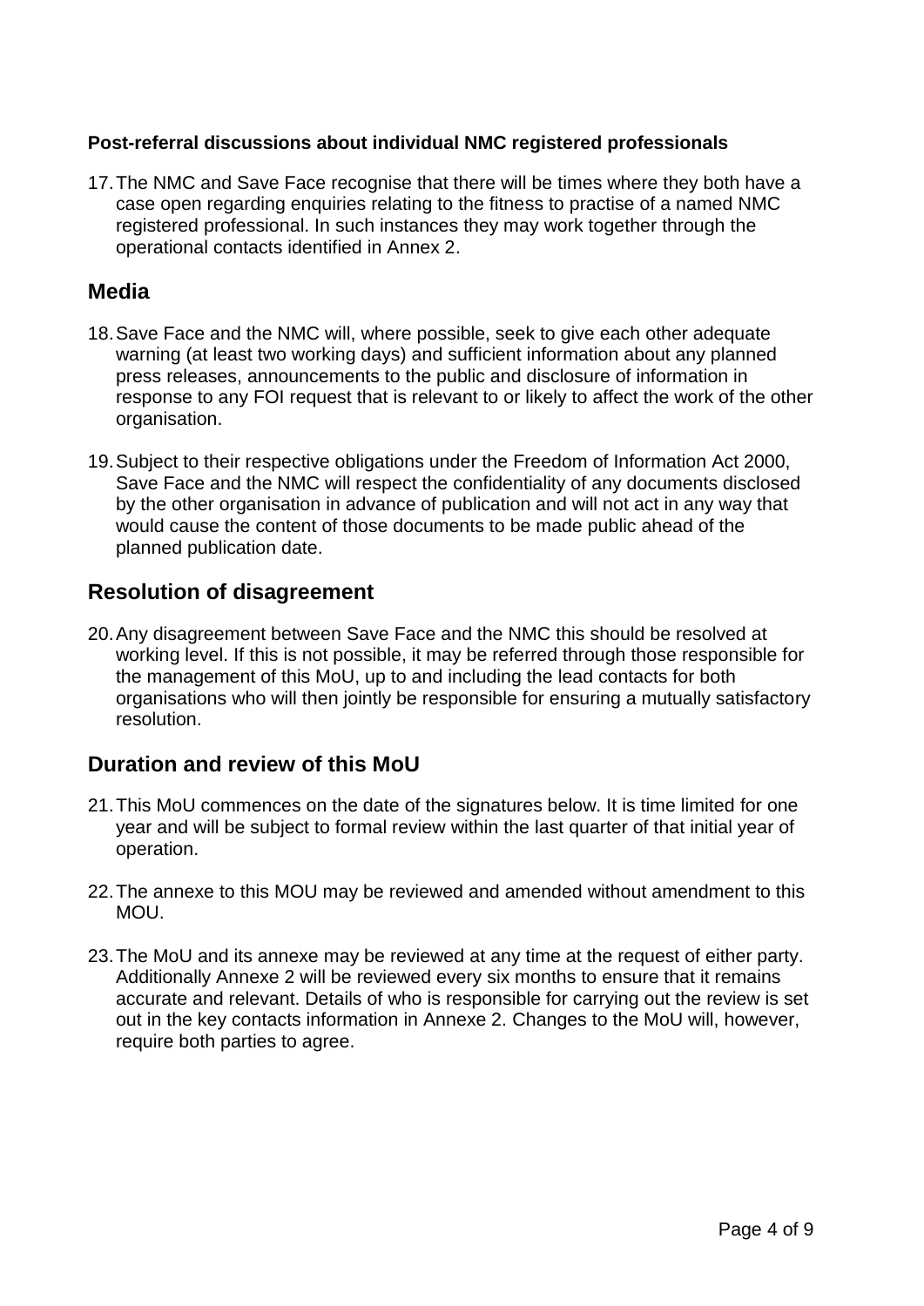**Post-referral discussions about individual NMC registered professionals**

17. The NMC and Save Face recognise that there will be times where they both have a case open regarding enquiries relating to the fitness to practise of a named NMC registered professional. In such instances they may work together through the operational contacts identified in Annex 2.

## Media

18. Save Face and the NMC will, where possible, seek to give each other adequate warning (at least two working days) and sufficient information about any planned press releases, announcements to the public and disclosure of information in response to any FOI request that is relevant to or likely to affect the work of the other organisation.

19. Subject to their respective obligations under the Freedom of Information Act 2000, Save Face and the NMC will respect the confidentiality of any documents disclosed by the other organisation in advance of publication and will not act in any way that would cause the content of those documents to be made public ahead of the planned publication date.

## Resolution of disagreement

20. Any disagreement between Save Face and the NMC this should be resolved at working level. If this is not possible, it may be referred through those responsible for the management of this MoU, up to and including the lead contacts for both organisations who will then jointly be responsible for ensuring a mutually satisfactory resolution.

## Duration and review of this MoU

21. This MoU commences on the date of the signatures below. It is time limited for one year and will be subject to formal review within the last quarter of that initial year of operation.

22. The annexe to this MOU may be reviewed and amended without amendment to this MOU.

23. The MoU and its annexe may be reviewed at any time at the request of either party. Additionally Annexe 2 will be reviewed every six months to ensure that it remains accurate and relevant. Details of who is responsible for carrying out the review is set out in the key contacts information in Annexe 2. Changes to the MoU will, however, require both parties to agree.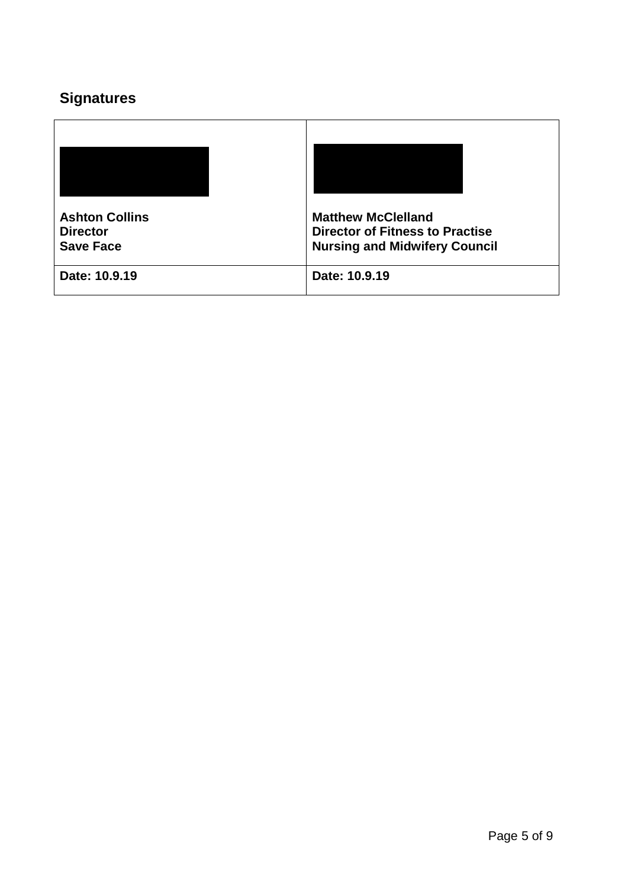## Signatures

| | |
|---|---|
| **Ashton Collins**<br>**Director**<br>**Save Face** | **Matthew McClelland**<br>**Director of Fitness to Practise**<br>**Nursing and Midwifery Council** |
| **Date: 10.9.19** | **Date: 10.9.19** |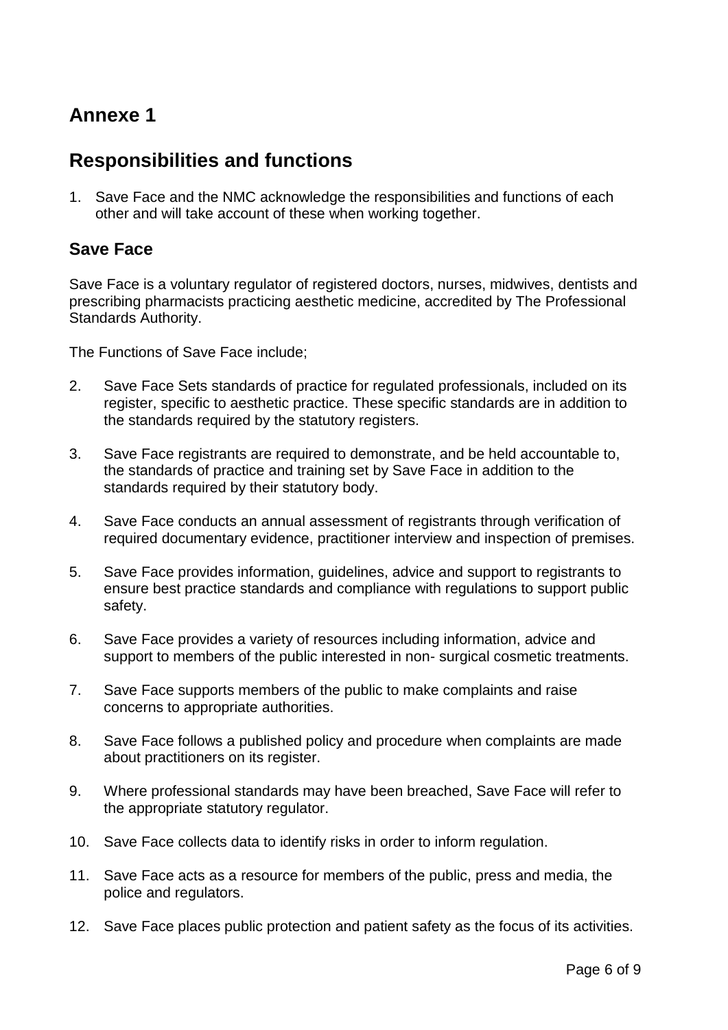# Annexe 1

## Responsibilities and functions

1. Save Face and the NMC acknowledge the responsibilities and functions of each other and will take account of these when working together.

### Save Face

Save Face is a voluntary regulator of registered doctors, nurses, midwives, dentists and prescribing pharmacists practicing aesthetic medicine, accredited by The Professional Standards Authority.

The Functions of Save Face include;

2. Save Face Sets standards of practice for regulated professionals, included on its register, specific to aesthetic practice. These specific standards are in addition to the standards required by the statutory registers.

3. Save Face registrants are required to demonstrate, and be held accountable to, the standards of practice and training set by Save Face in addition to the standards required by their statutory body.

4. Save Face conducts an annual assessment of registrants through verification of required documentary evidence, practitioner interview and inspection of premises.

5. Save Face provides information, guidelines, advice and support to registrants to ensure best practice standards and compliance with regulations to support public safety.

6. Save Face provides a variety of resources including information, advice and support to members of the public interested in non- surgical cosmetic treatments.

7. Save Face supports members of the public to make complaints and raise concerns to appropriate authorities.

8. Save Face follows a published policy and procedure when complaints are made about practitioners on its register.

9. Where professional standards may have been breached, Save Face will refer to the appropriate statutory regulator.

10. Save Face collects data to identify risks in order to inform regulation.

11. Save Face acts as a resource for members of the public, press and media, the police and regulators.

12. Save Face places public protection and patient safety as the focus of its activities.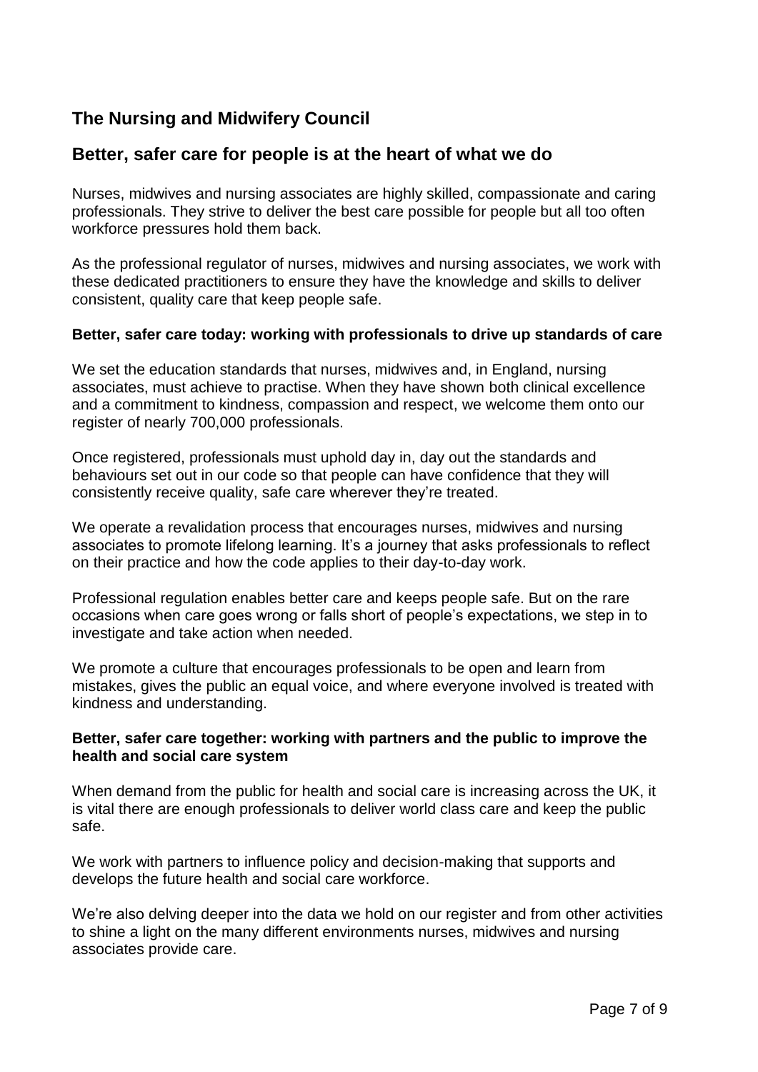## The Nursing and Midwifery Council

## Better, safer care for people is at the heart of what we do

Nurses, midwives and nursing associates are highly skilled, compassionate and caring professionals. They strive to deliver the best care possible for people but all too often workforce pressures hold them back.

As the professional regulator of nurses, midwives and nursing associates, we work with these dedicated practitioners to ensure they have the knowledge and skills to deliver consistent, quality care that keep people safe.

**Better, safer care today: working with professionals to drive up standards of care**

We set the education standards that nurses, midwives and, in England, nursing associates, must achieve to practise. When they have shown both clinical excellence and a commitment to kindness, compassion and respect, we welcome them onto our register of nearly 700,000 professionals.

Once registered, professionals must uphold day in, day out the standards and behaviours set out in our code so that people can have confidence that they will consistently receive quality, safe care wherever they're treated.

We operate a revalidation process that encourages nurses, midwives and nursing associates to promote lifelong learning. It's a journey that asks professionals to reflect on their practice and how the code applies to their day-to-day work.

Professional regulation enables better care and keeps people safe. But on the rare occasions when care goes wrong or falls short of people's expectations, we step in to investigate and take action when needed.

We promote a culture that encourages professionals to be open and learn from mistakes, gives the public an equal voice, and where everyone involved is treated with kindness and understanding.

**Better, safer care together: working with partners and the public to improve the health and social care system**

When demand from the public for health and social care is increasing across the UK, it is vital there are enough professionals to deliver world class care and keep the public safe.

We work with partners to influence policy and decision-making that supports and develops the future health and social care workforce.

We're also delving deeper into the data we hold on our register and from other activities to shine a light on the many different environments nurses, midwives and nursing associates provide care.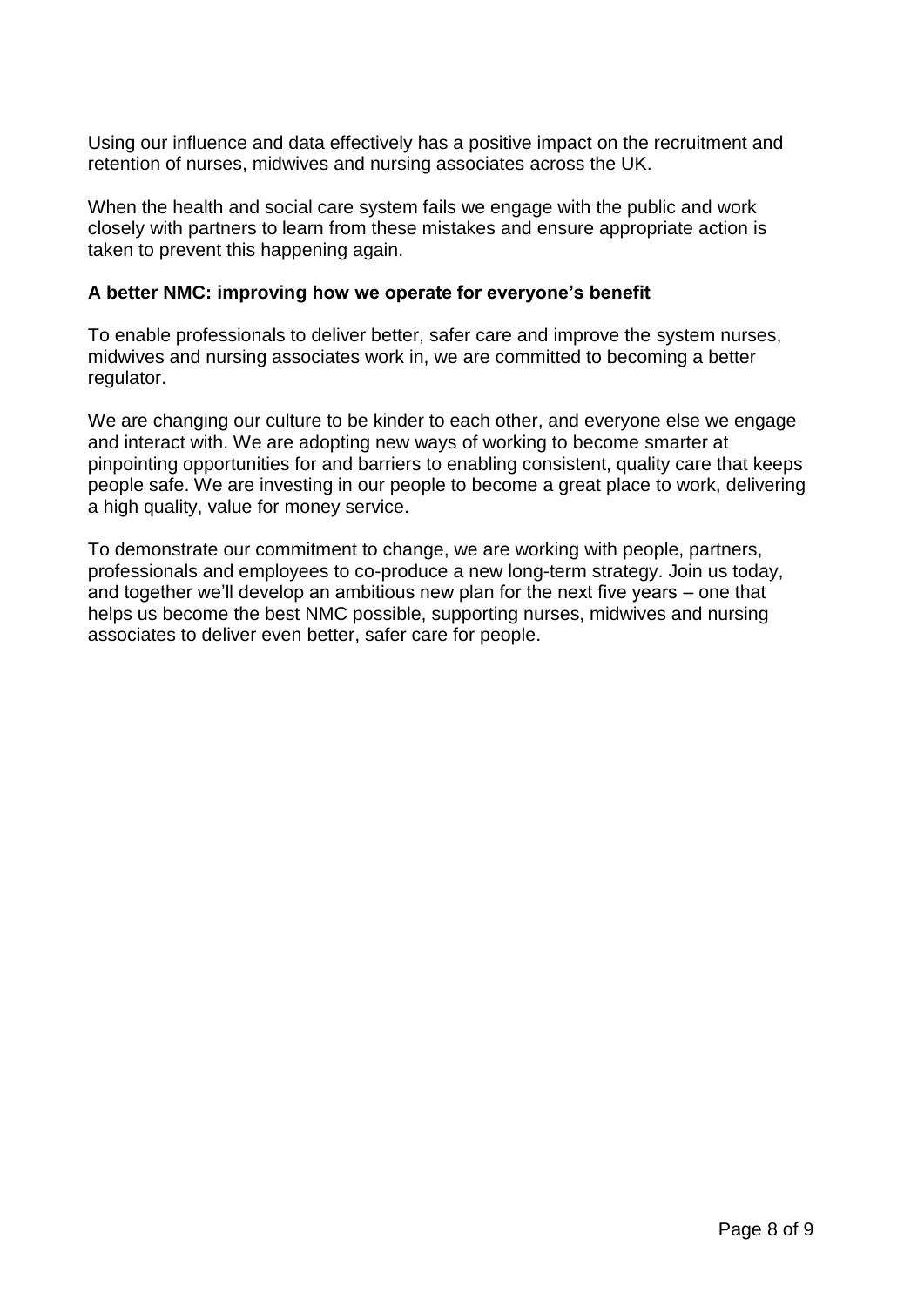Using our influence and data effectively has a positive impact on the recruitment and retention of nurses, midwives and nursing associates across the UK.

When the health and social care system fails we engage with the public and work closely with partners to learn from these mistakes and ensure appropriate action is taken to prevent this happening again.

**A better NMC: improving how we operate for everyone's benefit**

To enable professionals to deliver better, safer care and improve the system nurses, midwives and nursing associates work in, we are committed to becoming a better regulator.

We are changing our culture to be kinder to each other, and everyone else we engage and interact with. We are adopting new ways of working to become smarter at pinpointing opportunities for and barriers to enabling consistent, quality care that keeps people safe. We are investing in our people to become a great place to work, delivering a high quality, value for money service.

To demonstrate our commitment to change, we are working with people, partners, professionals and employees to co-produce a new long-term strategy. Join us today, and together we'll develop an ambitious new plan for the next five years – one that helps us become the best NMC possible, supporting nurses, midwives and nursing associates to deliver even better, safer care for people.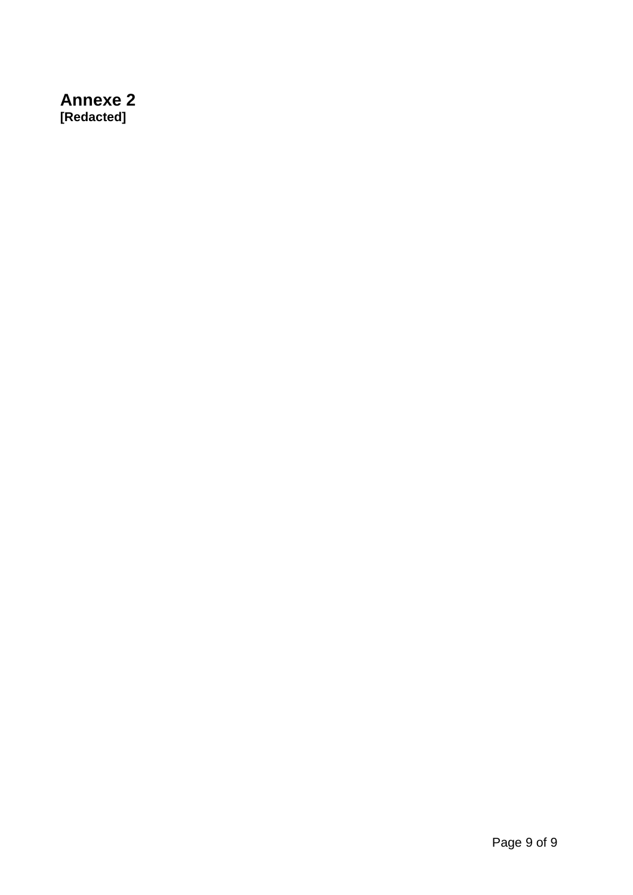## Annexe 2

**[Redacted]**